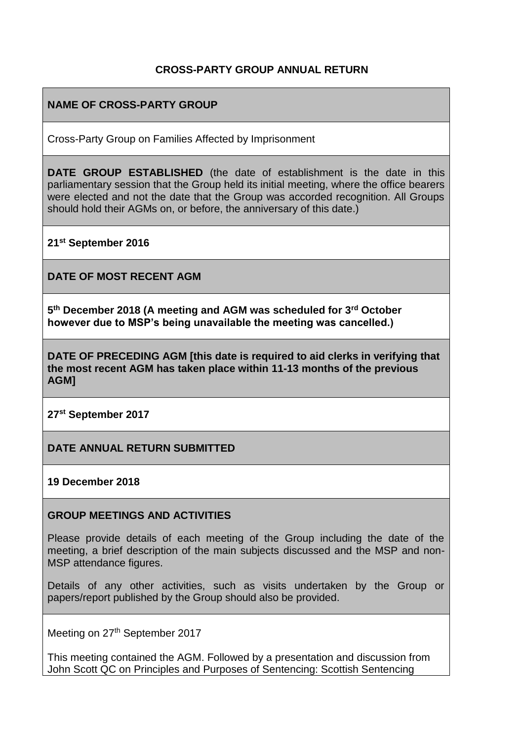**CROSS-PARTY GROUP ANNUAL RETURN**

**NAME OF CROSS-PARTY GROUP**

Cross-Party Group on Families Affected by Imprisonment

**DATE GROUP ESTABLISHED** (the date of establishment is the date in this parliamentary session that the Group held its initial meeting, where the office bearers were elected and not the date that the Group was accorded recognition. All Groups should hold their AGMs on, or before, the anniversary of this date.)

**21st September 2016**

**DATE OF MOST RECENT AGM**

**5th December 2018 (A meeting and AGM was scheduled for 3rd October however due to MSP's being unavailable the meeting was cancelled.)**

**DATE OF PRECEDING AGM [this date is required to aid clerks in verifying that the most recent AGM has taken place within 11-13 months of the previous AGM]**

**27st September 2017**

**DATE ANNUAL RETURN SUBMITTED**

**19 December 2018**

**GROUP MEETINGS AND ACTIVITIES**

Please provide details of each meeting of the Group including the date of the meeting, a brief description of the main subjects discussed and the MSP and non-MSP attendance figures.

Details of any other activities, such as visits undertaken by the Group or papers/report published by the Group should also be provided.

Meeting on 27th September 2017

This meeting contained the AGM. Followed by a presentation and discussion from John Scott QC on Principles and Purposes of Sentencing: Scottish Sentencing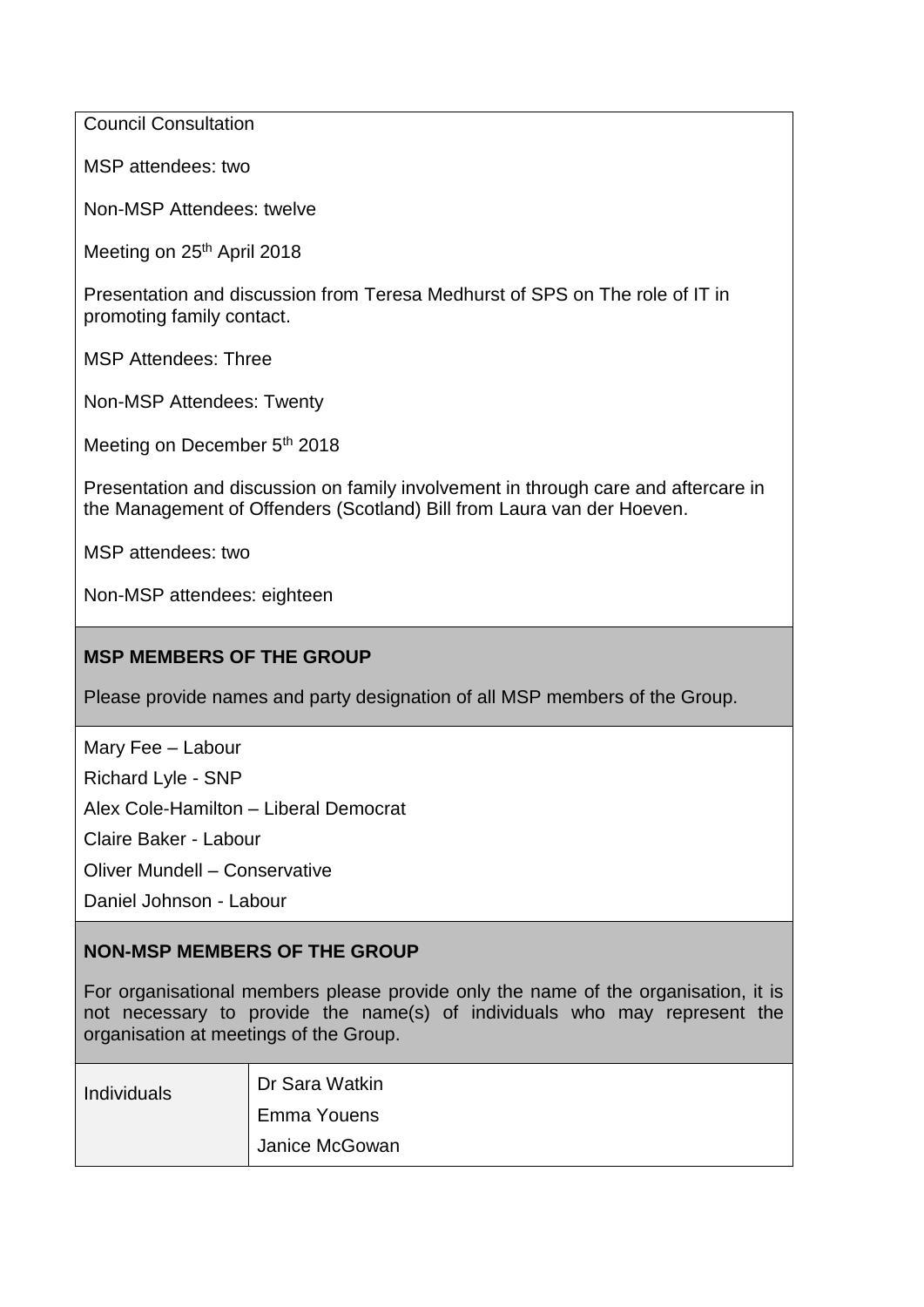Council Consultation

MSP attendees: two

Non-MSP Attendees: twelve

Meeting on 25th April 2018

Presentation and discussion from Teresa Medhurst of SPS on The role of IT in promoting family contact.

MSP Attendees: Three

Non-MSP Attendees: Twenty

Meeting on December 5th 2018

Presentation and discussion on family involvement in through care and aftercare in the Management of Offenders (Scotland) Bill from Laura van der Hoeven.

MSP attendees: two

Non-MSP attendees: eighteen

**MSP MEMBERS OF THE GROUP**

Please provide names and party designation of all MSP members of the Group.

Mary Fee – Labour

Richard Lyle - SNP

Alex Cole-Hamilton – Liberal Democrat

Claire Baker - Labour

Oliver Mundell – Conservative

Daniel Johnson - Labour

**NON-MSP MEMBERS OF THE GROUP**

For organisational members please provide only the name of the organisation, it is not necessary to provide the name(s) of individuals who may represent the organisation at meetings of the Group.

| | |
|---|---|
| Individuals | Dr Sara Watkin<br>Emma Youens<br>Janice McGowan |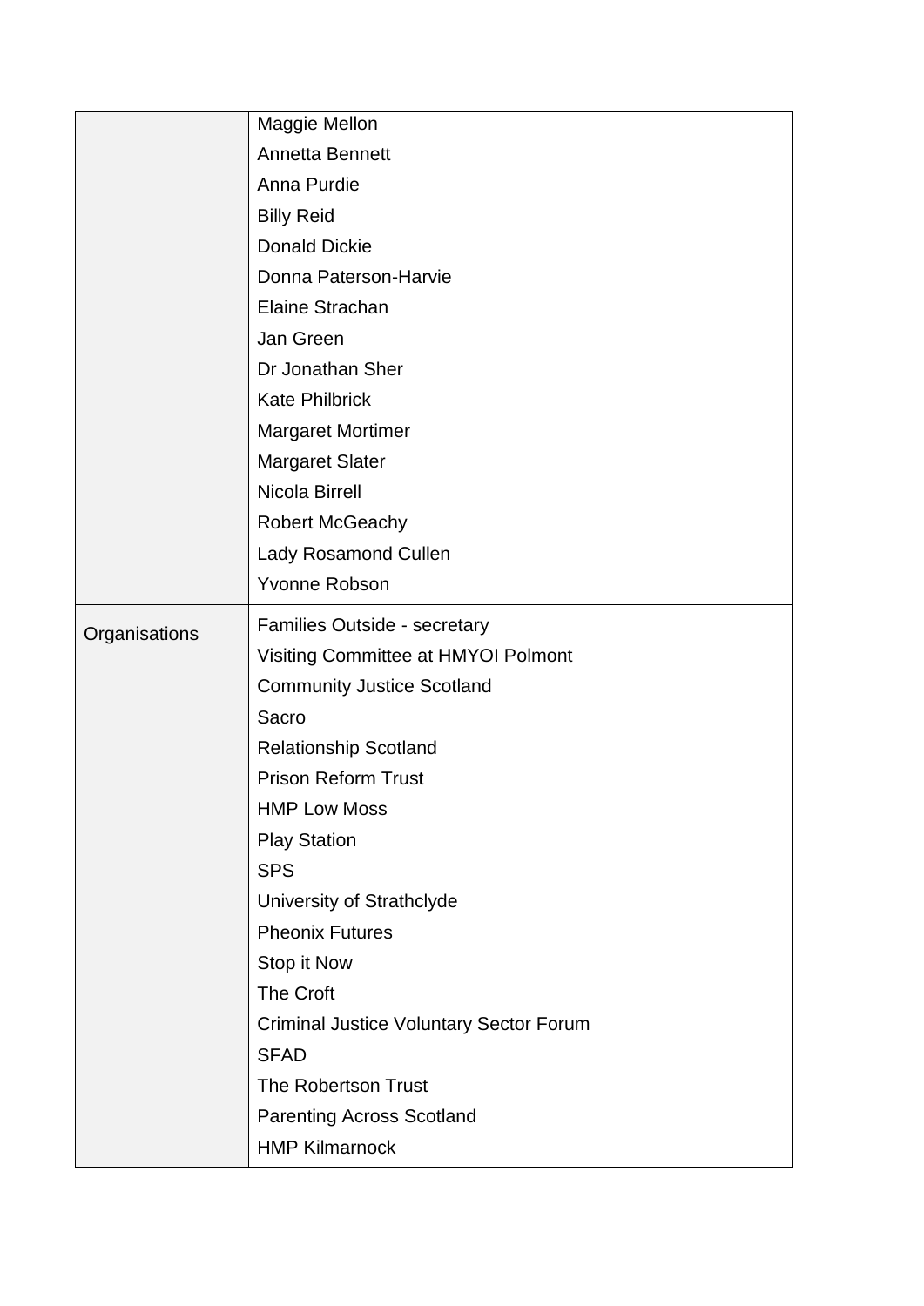| | |
|---|---|
| | Maggie Mellon<br>Annetta Bennett<br>Anna Purdie<br>Billy Reid<br>Donald Dickie<br>Donna Paterson-Harvie<br>Elaine Strachan<br>Jan Green<br>Dr Jonathan Sher<br>Kate Philbrick<br>Margaret Mortimer<br>Margaret Slater<br>Nicola Birrell<br>Robert McGeachy<br>Lady Rosamond Cullen<br>Yvonne Robson |
| Organisations | Families Outside - secretary<br>Visiting Committee at HMYOI Polmont<br>Community Justice Scotland<br>Sacro<br>Relationship Scotland<br>Prison Reform Trust<br>HMP Low Moss<br>Play Station<br>SPS<br>University of Strathclyde<br>Pheonix Futures<br>Stop it Now<br>The Croft<br>Criminal Justice Voluntary Sector Forum<br>SFAD<br>The Robertson Trust<br>Parenting Across Scotland<br>HMP Kilmarnock |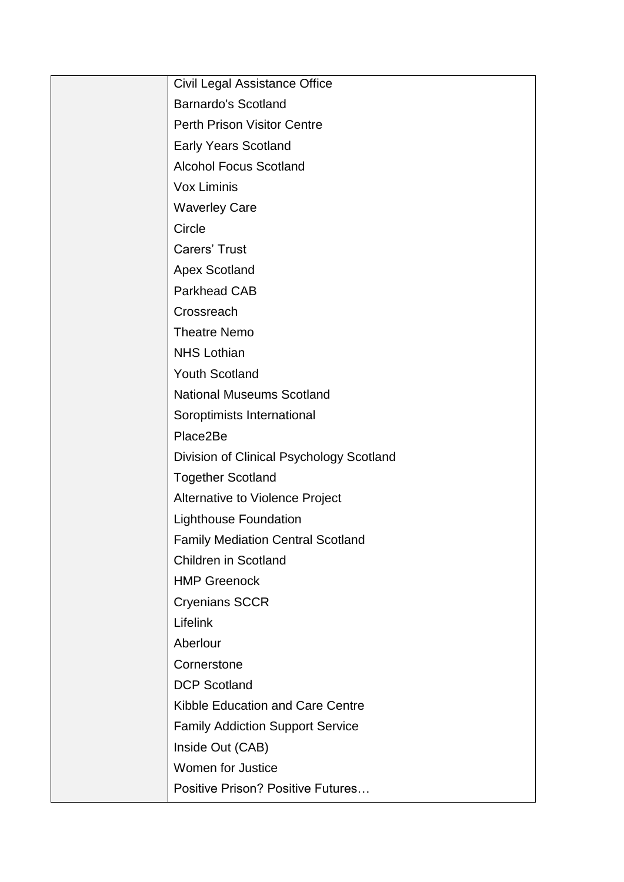| | |
|---|---|
| | Civil Legal Assistance Office |
| | Barnardo's Scotland |
| | Perth Prison Visitor Centre |
| | Early Years Scotland |
| | Alcohol Focus Scotland |
| | Vox Liminis |
| | Waverley Care |
| | Circle |
| | Carers' Trust |
| | Apex Scotland |
| | Parkhead CAB |
| | Crossreach |
| | Theatre Nemo |
| | NHS Lothian |
| | Youth Scotland |
| | National Museums Scotland |
| | Soroptimists International |
| | Place2Be |
| | Division of Clinical Psychology Scotland |
| | Together Scotland |
| | Alternative to Violence Project |
| | Lighthouse Foundation |
| | Family Mediation Central Scotland |
| | Children in Scotland |
| | HMP Greenock |
| | Cryenians SCCR |
| | Lifelink |
| | Aberlour |
| | Cornerstone |
| | DCP Scotland |
| | Kibble Education and Care Centre |
| | Family Addiction Support Service |
| | Inside Out (CAB) |
| | Women for Justice |
| | Positive Prison? Positive Futures… |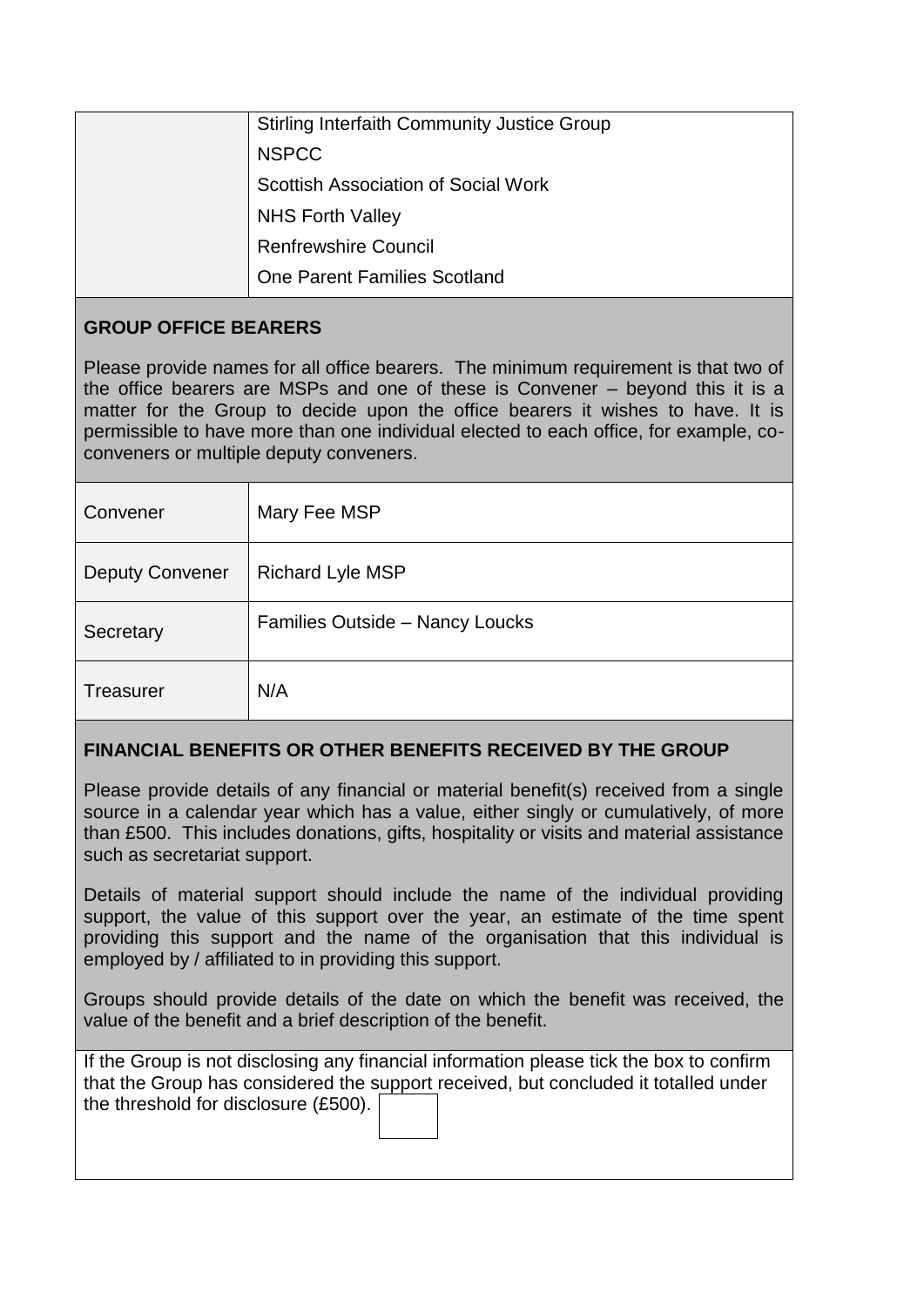| | |
|---|---|
| | Stirling Interfaith Community Justice Group |
| | NSPCC |
| | Scottish Association of Social Work |
| | NHS Forth Valley |
| | Renfrewshire Council |
| | One Parent Families Scotland |

## GROUP OFFICE BEARERS

Please provide names for all office bearers. The minimum requirement is that two of the office bearers are MSPs and one of these is Convener – beyond this it is a matter for the Group to decide upon the office bearers it wishes to have. It is permissible to have more than one individual elected to each office, for example, co-conveners or multiple deputy conveners.

| | |
|---|---|
| Convener | Mary Fee MSP |
| Deputy Convener | Richard Lyle MSP |
| Secretary | Families Outside – Nancy Loucks |
| Treasurer | N/A |

## FINANCIAL BENEFITS OR OTHER BENEFITS RECEIVED BY THE GROUP

Please provide details of any financial or material benefit(s) received from a single source in a calendar year which has a value, either singly or cumulatively, of more than £500. This includes donations, gifts, hospitality or visits and material assistance such as secretariat support.

Details of material support should include the name of the individual providing support, the value of this support over the year, an estimate of the time spent providing this support and the name of the organisation that this individual is employed by / affiliated to in providing this support.

Groups should provide details of the date on which the benefit was received, the value of the benefit and a brief description of the benefit.

If the Group is not disclosing any financial information please tick the box to confirm that the Group has considered the support received, but concluded it totalled under the threshold for disclosure (£500). ☐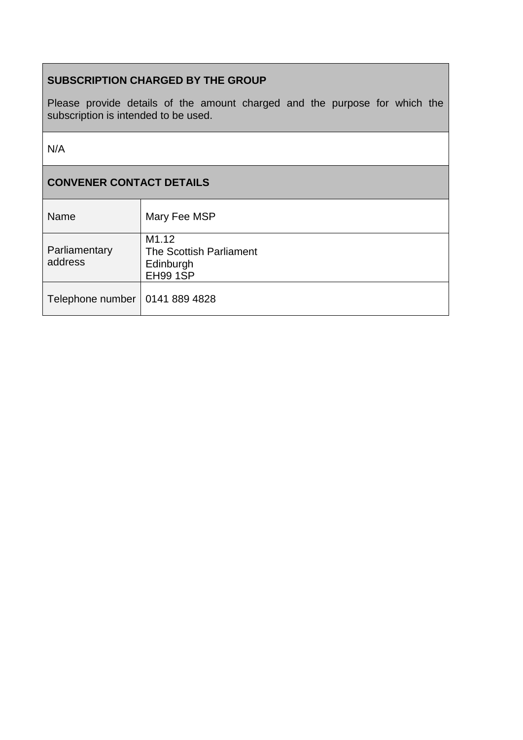| SUBSCRIPTION CHARGED BY THE GROUP |
| --- |
| Please provide details of the amount charged and the purpose for which the subscription is intended to be used. |
| N/A |

| CONVENER CONTACT DETAILS | |
| --- | --- |
| Name | Mary Fee MSP |
| Parliamentary address | M1.12<br>The Scottish Parliament<br>Edinburgh<br>EH99 1SP |
| Telephone number | 0141 889 4828 |